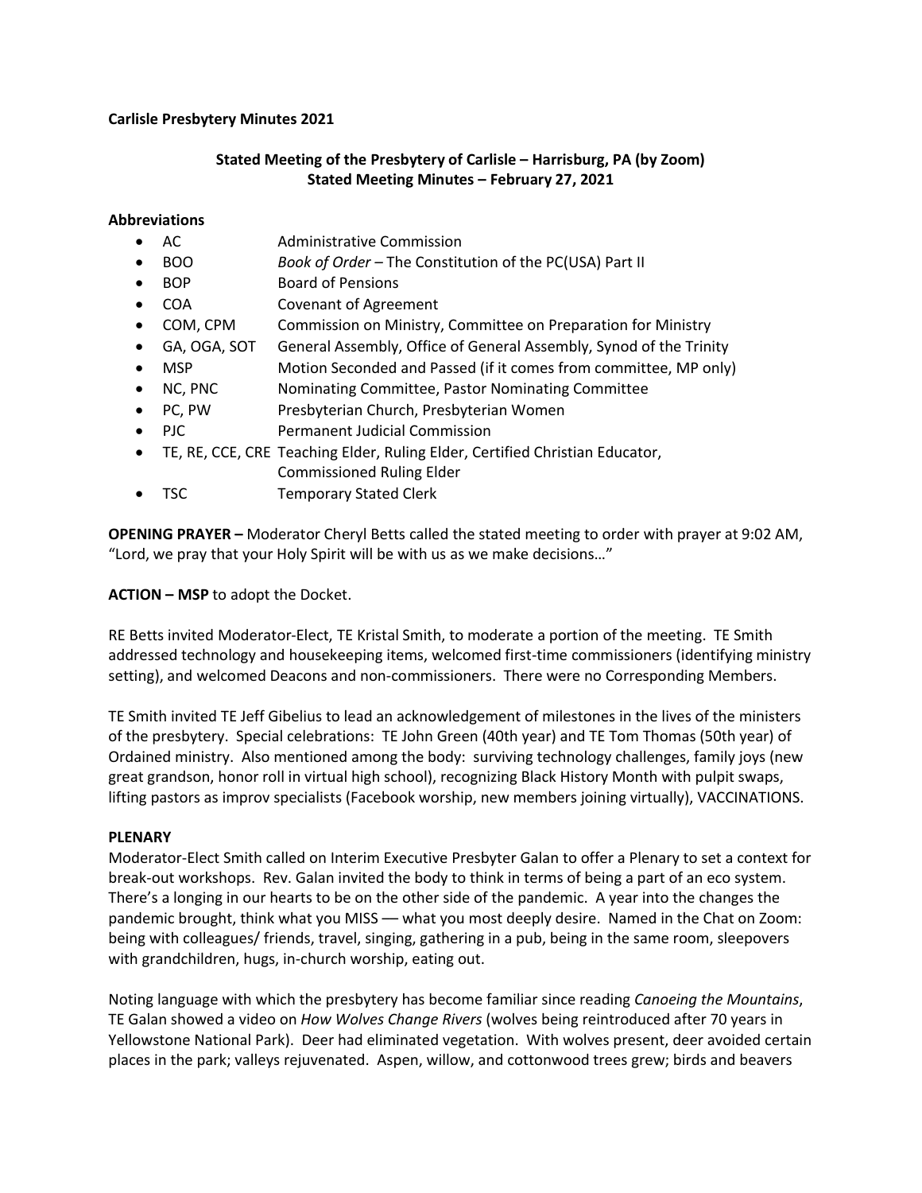**Carlisle Presbytery Minutes 2021**

**Stated Meeting of the Presbytery of Carlisle – Harrisburg, PA (by Zoom)**
**Stated Meeting Minutes – February 27, 2021**

**Abbreviations**

- AC — Administrative Commission
- BOO — *Book of Order* – The Constitution of the PC(USA) Part II
- BOP — Board of Pensions
- COA — Covenant of Agreement
- COM, CPM — Commission on Ministry, Committee on Preparation for Ministry
- GA, OGA, SOT — General Assembly, Office of General Assembly, Synod of the Trinity
- MSP — Motion Seconded and Passed (if it comes from committee, MP only)
- NC, PNC — Nominating Committee, Pastor Nominating Committee
- PC, PW — Presbyterian Church, Presbyterian Women
- PJC — Permanent Judicial Commission
- TE, RE, CCE, CRE — Teaching Elder, Ruling Elder, Certified Christian Educator, Commissioned Ruling Elder
- TSC — Temporary Stated Clerk

**OPENING PRAYER –** Moderator Cheryl Betts called the stated meeting to order with prayer at 9:02 AM, "Lord, we pray that your Holy Spirit will be with us as we make decisions…"

**ACTION – MSP** to adopt the Docket.

RE Betts invited Moderator-Elect, TE Kristal Smith, to moderate a portion of the meeting. TE Smith addressed technology and housekeeping items, welcomed first-time commissioners (identifying ministry setting), and welcomed Deacons and non-commissioners. There were no Corresponding Members.

TE Smith invited TE Jeff Gibelius to lead an acknowledgement of milestones in the lives of the ministers of the presbytery. Special celebrations: TE John Green (40th year) and TE Tom Thomas (50th year) of Ordained ministry. Also mentioned among the body: surviving technology challenges, family joys (new great grandson, honor roll in virtual high school), recognizing Black History Month with pulpit swaps, lifting pastors as improv specialists (Facebook worship, new members joining virtually), VACCINATIONS.

**PLENARY**

Moderator-Elect Smith called on Interim Executive Presbyter Galan to offer a Plenary to set a context for break-out workshops. Rev. Galan invited the body to think in terms of being a part of an eco system. There's a longing in our hearts to be on the other side of the pandemic. A year into the changes the pandemic brought, think what you MISS –– what you most deeply desire. Named in the Chat on Zoom: being with colleagues/ friends, travel, singing, gathering in a pub, being in the same room, sleepovers with grandchildren, hugs, in-church worship, eating out.

Noting language with which the presbytery has become familiar since reading *Canoeing the Mountains*, TE Galan showed a video on *How Wolves Change Rivers* (wolves being reintroduced after 70 years in Yellowstone National Park). Deer had eliminated vegetation. With wolves present, deer avoided certain places in the park; valleys rejuvenated. Aspen, willow, and cottonwood trees grew; birds and beavers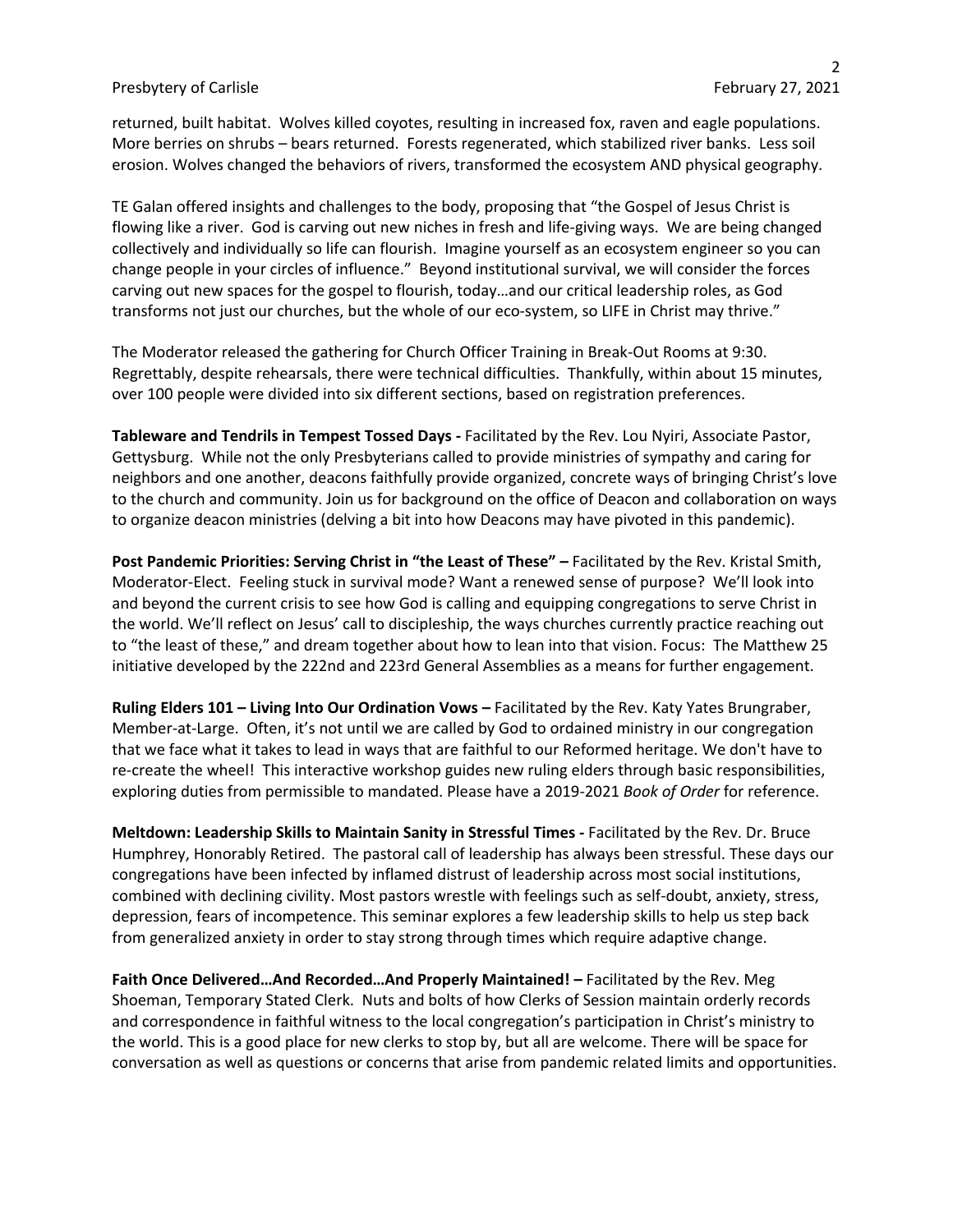returned, built habitat. Wolves killed coyotes, resulting in increased fox, raven and eagle populations. More berries on shrubs – bears returned. Forests regenerated, which stabilized river banks. Less soil erosion. Wolves changed the behaviors of rivers, transformed the ecosystem AND physical geography.

TE Galan offered insights and challenges to the body, proposing that "the Gospel of Jesus Christ is flowing like a river. God is carving out new niches in fresh and life-giving ways. We are being changed collectively and individually so life can flourish. Imagine yourself as an ecosystem engineer so you can change people in your circles of influence." Beyond institutional survival, we will consider the forces carving out new spaces for the gospel to flourish, today…and our critical leadership roles, as God transforms not just our churches, but the whole of our eco-system, so LIFE in Christ may thrive."

The Moderator released the gathering for Church Officer Training in Break-Out Rooms at 9:30. Regrettably, despite rehearsals, there were technical difficulties. Thankfully, within about 15 minutes, over 100 people were divided into six different sections, based on registration preferences.

**Tableware and Tendrils in Tempest Tossed Days -** Facilitated by the Rev. Lou Nyiri, Associate Pastor, Gettysburg. While not the only Presbyterians called to provide ministries of sympathy and caring for neighbors and one another, deacons faithfully provide organized, concrete ways of bringing Christ's love to the church and community. Join us for background on the office of Deacon and collaboration on ways to organize deacon ministries (delving a bit into how Deacons may have pivoted in this pandemic).

**Post Pandemic Priorities: Serving Christ in "the Least of These" –** Facilitated by the Rev. Kristal Smith, Moderator-Elect. Feeling stuck in survival mode? Want a renewed sense of purpose? We'll look into and beyond the current crisis to see how God is calling and equipping congregations to serve Christ in the world. We'll reflect on Jesus' call to discipleship, the ways churches currently practice reaching out to "the least of these," and dream together about how to lean into that vision. Focus: The Matthew 25 initiative developed by the 222nd and 223rd General Assemblies as a means for further engagement.

**Ruling Elders 101 – Living Into Our Ordination Vows –** Facilitated by the Rev. Katy Yates Brungraber, Member-at-Large. Often, it's not until we are called by God to ordained ministry in our congregation that we face what it takes to lead in ways that are faithful to our Reformed heritage. We don't have to re-create the wheel! This interactive workshop guides new ruling elders through basic responsibilities, exploring duties from permissible to mandated. Please have a 2019-2021 *Book of Order* for reference.

**Meltdown: Leadership Skills to Maintain Sanity in Stressful Times -** Facilitated by the Rev. Dr. Bruce Humphrey, Honorably Retired. The pastoral call of leadership has always been stressful. These days our congregations have been infected by inflamed distrust of leadership across most social institutions, combined with declining civility. Most pastors wrestle with feelings such as self-doubt, anxiety, stress, depression, fears of incompetence. This seminar explores a few leadership skills to help us step back from generalized anxiety in order to stay strong through times which require adaptive change.

**Faith Once Delivered…And Recorded…And Properly Maintained! –** Facilitated by the Rev. Meg Shoeman, Temporary Stated Clerk. Nuts and bolts of how Clerks of Session maintain orderly records and correspondence in faithful witness to the local congregation's participation in Christ's ministry to the world. This is a good place for new clerks to stop by, but all are welcome. There will be space for conversation as well as questions or concerns that arise from pandemic related limits and opportunities.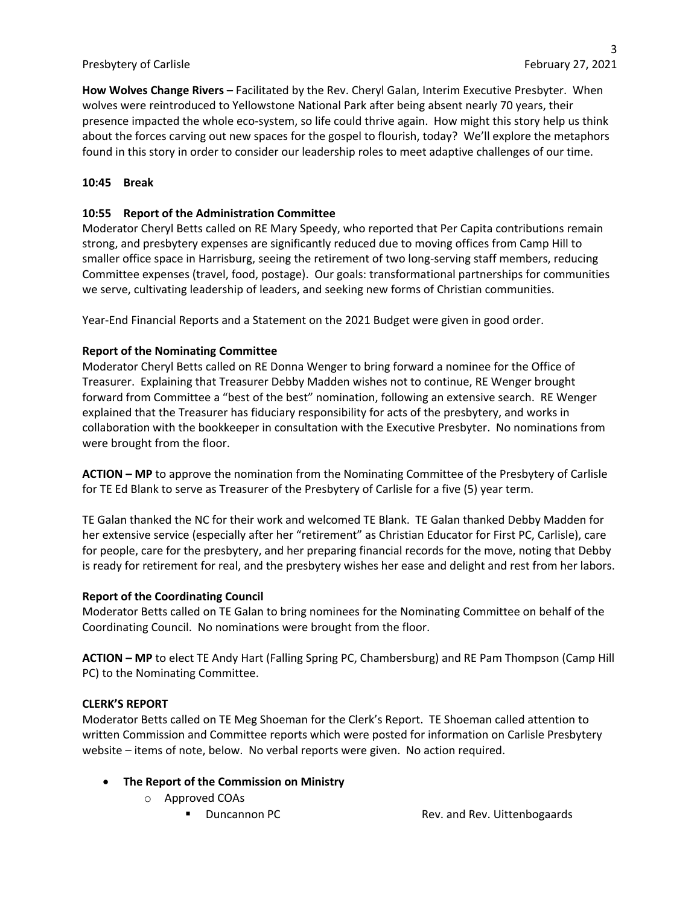**How Wolves Change Rivers –** Facilitated by the Rev. Cheryl Galan, Interim Executive Presbyter. When wolves were reintroduced to Yellowstone National Park after being absent nearly 70 years, their presence impacted the whole eco-system, so life could thrive again. How might this story help us think about the forces carving out new spaces for the gospel to flourish, today? We'll explore the metaphors found in this story in order to consider our leadership roles to meet adaptive challenges of our time.

**10:45 Break**

**10:55 Report of the Administration Committee**

Moderator Cheryl Betts called on RE Mary Speedy, who reported that Per Capita contributions remain strong, and presbytery expenses are significantly reduced due to moving offices from Camp Hill to smaller office space in Harrisburg, seeing the retirement of two long-serving staff members, reducing Committee expenses (travel, food, postage). Our goals: transformational partnerships for communities we serve, cultivating leadership of leaders, and seeking new forms of Christian communities.

Year-End Financial Reports and a Statement on the 2021 Budget were given in good order.

**Report of the Nominating Committee**

Moderator Cheryl Betts called on RE Donna Wenger to bring forward a nominee for the Office of Treasurer. Explaining that Treasurer Debby Madden wishes not to continue, RE Wenger brought forward from Committee a "best of the best" nomination, following an extensive search. RE Wenger explained that the Treasurer has fiduciary responsibility for acts of the presbytery, and works in collaboration with the bookkeeper in consultation with the Executive Presbyter. No nominations from were brought from the floor.

**ACTION – MP** to approve the nomination from the Nominating Committee of the Presbytery of Carlisle for TE Ed Blank to serve as Treasurer of the Presbytery of Carlisle for a five (5) year term.

TE Galan thanked the NC for their work and welcomed TE Blank. TE Galan thanked Debby Madden for her extensive service (especially after her "retirement" as Christian Educator for First PC, Carlisle), care for people, care for the presbytery, and her preparing financial records for the move, noting that Debby is ready for retirement for real, and the presbytery wishes her ease and delight and rest from her labors.

**Report of the Coordinating Council**

Moderator Betts called on TE Galan to bring nominees for the Nominating Committee on behalf of the Coordinating Council. No nominations were brought from the floor.

**ACTION – MP** to elect TE Andy Hart (Falling Spring PC, Chambersburg) and RE Pam Thompson (Camp Hill PC) to the Nominating Committee.

**CLERK'S REPORT**

Moderator Betts called on TE Meg Shoeman for the Clerk's Report. TE Shoeman called attention to written Commission and Committee reports which were posted for information on Carlisle Presbytery website – items of note, below. No verbal reports were given. No action required.

- **The Report of the Commission on Ministry**
  - Approved COAs
    - Duncannon PC — Rev. and Rev. Uittenbogaards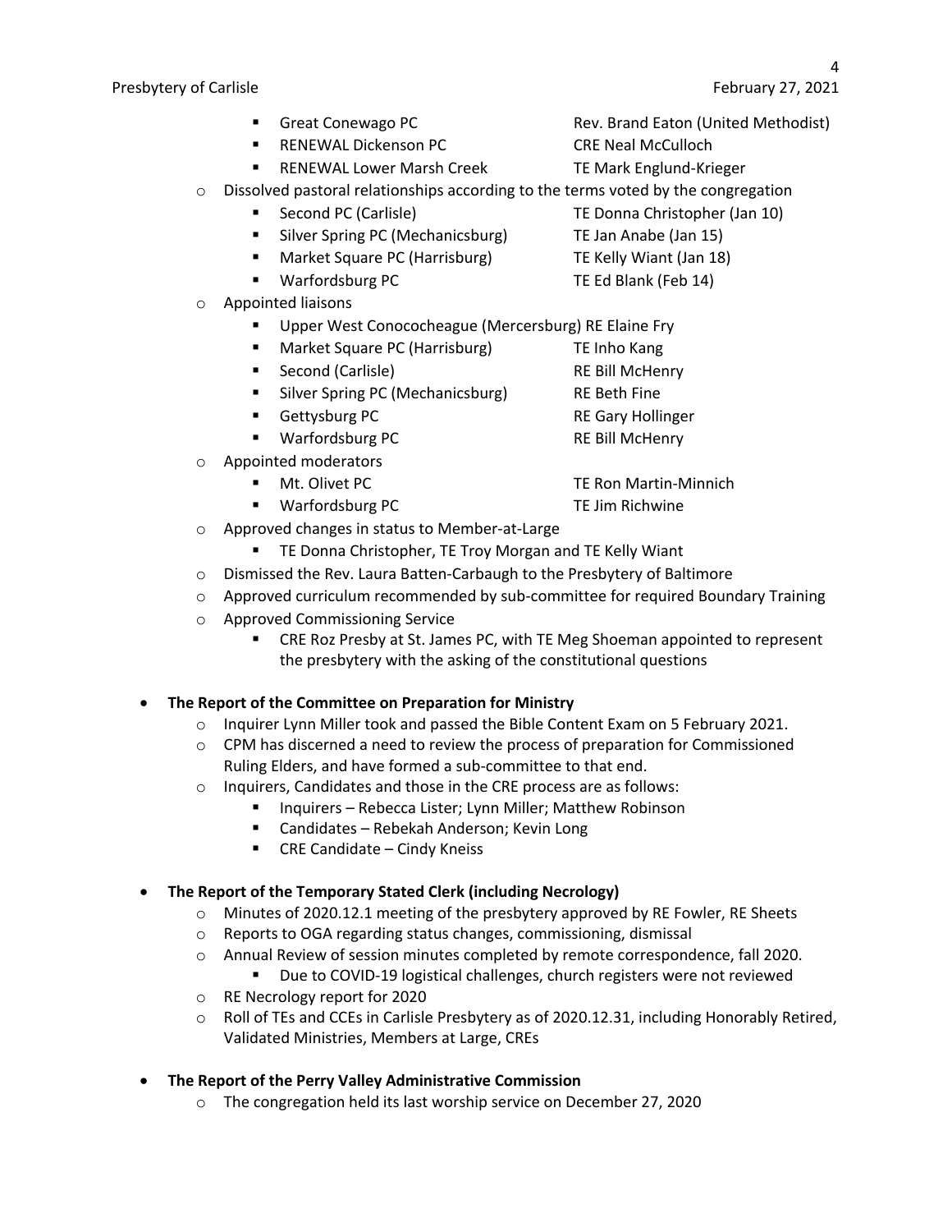- Great Conewago PC — Rev. Brand Eaton (United Methodist)
- RENEWAL Dickenson PC — CRE Neal McCulloch
- RENEWAL Lower Marsh Creek — TE Mark Englund-Krieger

- Dissolved pastoral relationships according to the terms voted by the congregation
  - Second PC (Carlisle) — TE Donna Christopher (Jan 10)
  - Silver Spring PC (Mechanicsburg) — TE Jan Anabe (Jan 15)
  - Market Square PC (Harrisburg) — TE Kelly Wiant (Jan 18)
  - Warfordsburg PC — TE Ed Blank (Feb 14)
- Appointed liaisons
  - Upper West Conococheague (Mercersburg) RE Elaine Fry
  - Market Square PC (Harrisburg) — TE Inho Kang
  - Second (Carlisle) — RE Bill McHenry
  - Silver Spring PC (Mechanicsburg) — RE Beth Fine
  - Gettysburg PC — RE Gary Hollinger
  - Warfordsburg PC — RE Bill McHenry
- Appointed moderators
  - Mt. Olivet PC — TE Ron Martin-Minnich
  - Warfordsburg PC — TE Jim Richwine
- Approved changes in status to Member-at-Large
  - TE Donna Christopher, TE Troy Morgan and TE Kelly Wiant
- Dismissed the Rev. Laura Batten-Carbaugh to the Presbytery of Baltimore
- Approved curriculum recommended by sub-committee for required Boundary Training
- Approved Commissioning Service
  - CRE Roz Presby at St. James PC, with TE Meg Shoeman appointed to represent the presbytery with the asking of the constitutional questions

- **The Report of the Committee on Preparation for Ministry**
  - Inquirer Lynn Miller took and passed the Bible Content Exam on 5 February 2021.
  - CPM has discerned a need to review the process of preparation for Commissioned Ruling Elders, and have formed a sub-committee to that end.
  - Inquirers, Candidates and those in the CRE process are as follows:
    - Inquirers – Rebecca Lister; Lynn Miller; Matthew Robinson
    - Candidates – Rebekah Anderson; Kevin Long
    - CRE Candidate – Cindy Kneiss

- **The Report of the Temporary Stated Clerk (including Necrology)**
  - Minutes of 2020.12.1 meeting of the presbytery approved by RE Fowler, RE Sheets
  - Reports to OGA regarding status changes, commissioning, dismissal
  - Annual Review of session minutes completed by remote correspondence, fall 2020.
    - Due to COVID-19 logistical challenges, church registers were not reviewed
  - RE Necrology report for 2020
  - Roll of TEs and CCEs in Carlisle Presbytery as of 2020.12.31, including Honorably Retired, Validated Ministries, Members at Large, CREs

- **The Report of the Perry Valley Administrative Commission**
  - The congregation held its last worship service on December 27, 2020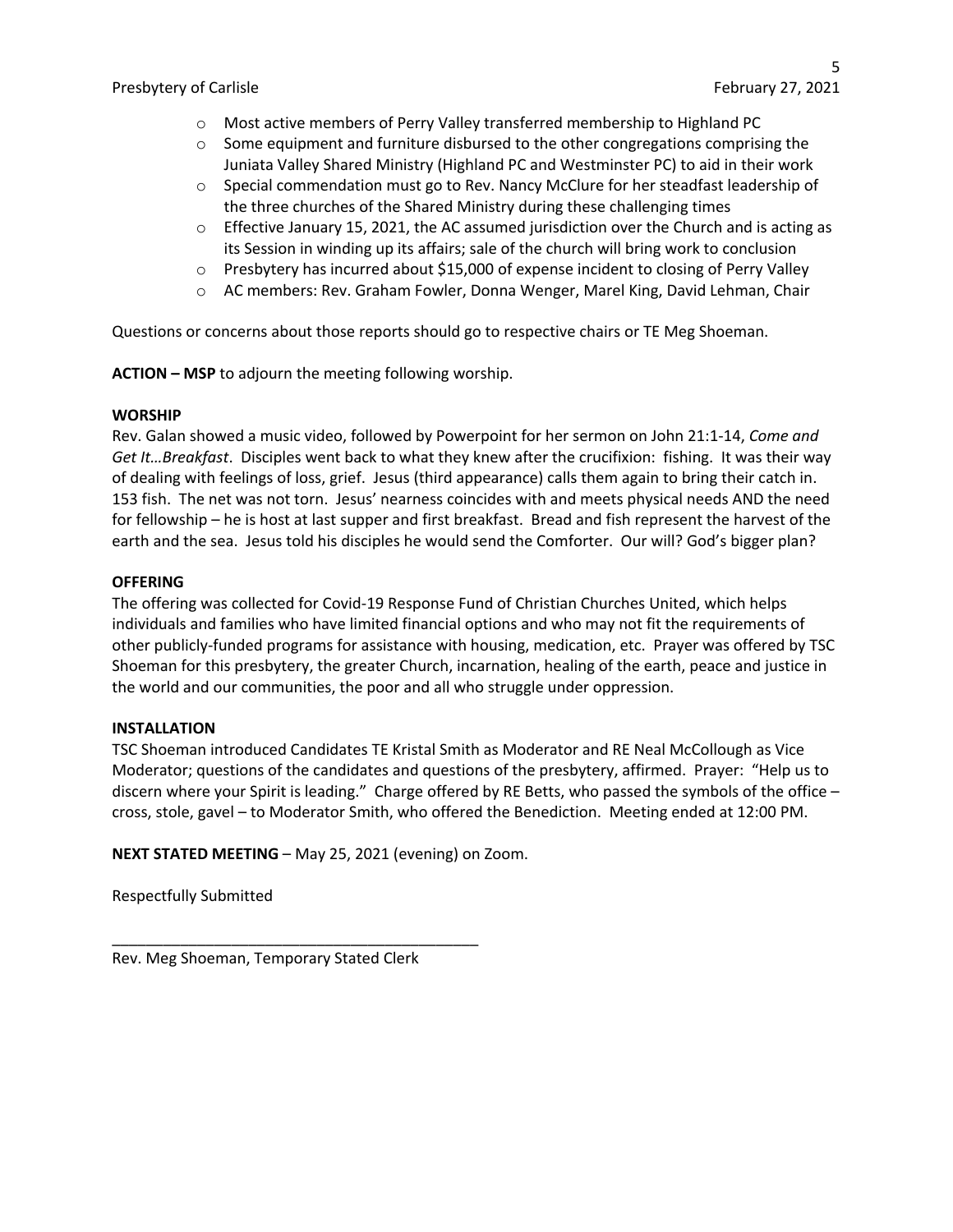- Most active members of Perry Valley transferred membership to Highland PC
- Some equipment and furniture disbursed to the other congregations comprising the Juniata Valley Shared Ministry (Highland PC and Westminster PC) to aid in their work
- Special commendation must go to Rev. Nancy McClure for her steadfast leadership of the three churches of the Shared Ministry during these challenging times
- Effective January 15, 2021, the AC assumed jurisdiction over the Church and is acting as its Session in winding up its affairs; sale of the church will bring work to conclusion
- Presbytery has incurred about $15,000 of expense incident to closing of Perry Valley
- AC members: Rev. Graham Fowler, Donna Wenger, Marel King, David Lehman, Chair

Questions or concerns about those reports should go to respective chairs or TE Meg Shoeman.

**ACTION – MSP** to adjourn the meeting following worship.

**WORSHIP**

Rev. Galan showed a music video, followed by Powerpoint for her sermon on John 21:1-14, *Come and Get It…Breakfast*. Disciples went back to what they knew after the crucifixion: fishing. It was their way of dealing with feelings of loss, grief. Jesus (third appearance) calls them again to bring their catch in. 153 fish. The net was not torn. Jesus' nearness coincides with and meets physical needs AND the need for fellowship – he is host at last supper and first breakfast. Bread and fish represent the harvest of the earth and the sea. Jesus told his disciples he would send the Comforter. Our will? God's bigger plan?

**OFFERING**

The offering was collected for Covid-19 Response Fund of Christian Churches United, which helps individuals and families who have limited financial options and who may not fit the requirements of other publicly-funded programs for assistance with housing, medication, etc. Prayer was offered by TSC Shoeman for this presbytery, the greater Church, incarnation, healing of the earth, peace and justice in the world and our communities, the poor and all who struggle under oppression.

**INSTALLATION**

TSC Shoeman introduced Candidates TE Kristal Smith as Moderator and RE Neal McCollough as Vice Moderator; questions of the candidates and questions of the presbytery, affirmed. Prayer: "Help us to discern where your Spirit is leading." Charge offered by RE Betts, who passed the symbols of the office – cross, stole, gavel – to Moderator Smith, who offered the Benediction. Meeting ended at 12:00 PM.

**NEXT STATED MEETING** – May 25, 2021 (evening) on Zoom.

Respectfully Submitted

_____________________________________________

Rev. Meg Shoeman, Temporary Stated Clerk